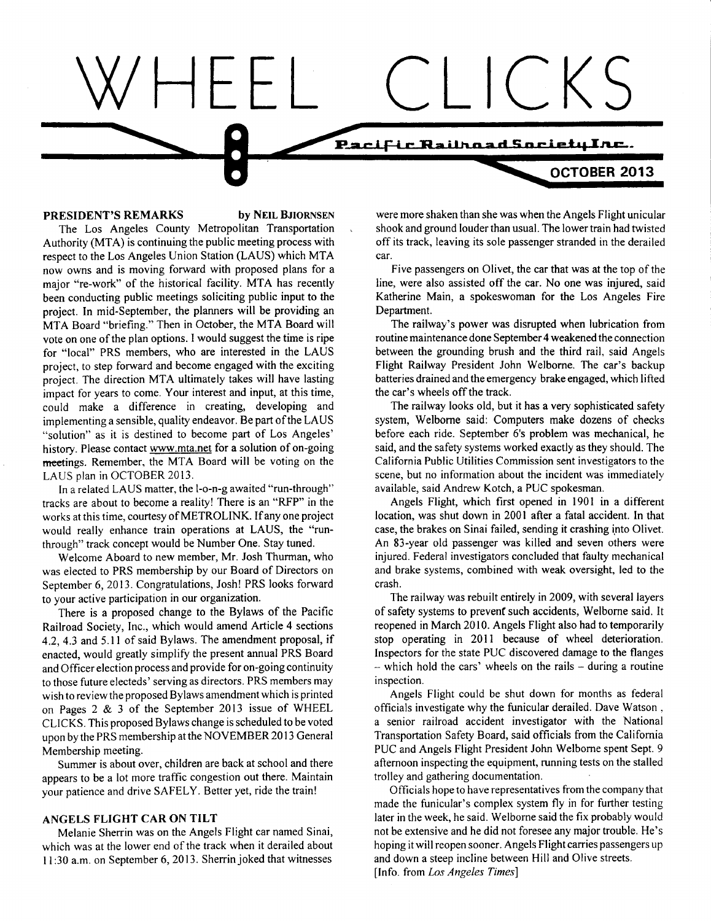# WHEEL CLICKS

**Pacific Railroad Society Inc.**

**OCTOBER 2013**

## PRESIDENT'S REMARKS

by **NEIL BJIORNSEN**

The Los Angeles County Metropolitan Transportation Authority (MTA) is continuing the public meeting process with respect to the Los Angeles Union Station (LAUS) which MTA now owns and is moving forward with proposed plans for a major "re-work" of the historical facility. MTA has recently been conducting public meetings soliciting public input to the project. In mid-September, the planners will be providing an MTA Board "briefing." Then in October, the MTA Board will vote on one of the plan options. I would suggest the time is ripe for "local" PRS members, who are interested in the LAUS project, to step forward and become engaged with the exciting project. The direction MTA ultimately takes will have lasting impact for years to come. Your interest and input, at this time, could make a difference in creating, developing and implementing a sensible, quality endeavor. Be part of the LAUS "solution" as it is destined to become part of Los Angeles' history. Please contact www.mta.net for a solution of on-going meetings. Remember, the MTA Board will be voting on the LAUS plan in OCTOBER 2013.

In a related LAUS matter, the l-o-n-g awaited "run-through" tracks are about to become a reality! There is an "RFP" in the works at this time, courtesy of METROLINK. If any one project would really enhance train operations at LAUS, the "run-through" track concept would be Number One. Stay tuned.

Welcome Aboard to new member, Mr. Josh Thurman, who was elected to PRS membership by our Board of Directors on September 6, 2013. Congratulations, Josh! PRS looks forward to your active participation in our organization.

There is a proposed change to the Bylaws of the Pacific Railroad Society, Inc., which would amend Article 4 sections 4.2, 4.3 and 5.11 of said Bylaws. The amendment proposal, if enacted, would greatly simplify the present annual PRS Board and Officer election process and provide for on-going continuity to those future electeds' serving as directors. PRS members may wish to review the proposed Bylaws amendment which is printed on Pages 2 & 3 of the September 2013 issue of WHEEL CLICKS. This proposed Bylaws change is scheduled to be voted upon by the PRS membership at the NOVEMBER 2013 General Membership meeting.

Summer is about over, children are back at school and there appears to be a lot more traffic congestion out there. Maintain your patience and drive SAFELY. Better yet, ride the train!

## ANGELS FLIGHT CAR ON TILT

Melanie Sherrin was on the Angels Flight car named Sinai, which was at the lower end of the track when it derailed about 11:30 a.m. on September 6, 2013. Sherrin joked that witnesses were more shaken than she was when the Angels Flight unicular shook and ground louder than usual. The lower train had twisted off its track, leaving its sole passenger stranded in the derailed car.

Five passengers on Olivet, the car that was at the top of the line, were also assisted off the car. No one was injured, said Katherine Main, a spokeswoman for the Los Angeles Fire Department.

The railway's power was disrupted when lubrication from routine maintenance done September 4 weakened the connection between the grounding brush and the third rail, said Angels Flight Railway President John Welborne. The car's backup batteries drained and the emergency brake engaged, which lifted the car's wheels off the track.

The railway looks old, but it has a very sophisticated safety system, Welborne said: Computers make dozens of checks before each ride. September 6's problem was mechanical, he said, and the safety systems worked exactly as they should. The California Public Utilities Commission sent investigators to the scene, but no information about the incident was immediately available, said Andrew Kotch, a PUC spokesman.

Angels Flight, which first opened in 1901 in a different location, was shut down in 2001 after a fatal accident. In that case, the brakes on Sinai failed, sending it crashing into Olivet. An 83-year old passenger was killed and seven others were injured. Federal investigators concluded that faulty mechanical and brake systems, combined with weak oversight, led to the crash.

The railway was rebuilt entirely in 2009, with several layers of safety systems to prevent such accidents, Welborne said. It reopened in March 2010. Angels Flight also had to temporarily stop operating in 2011 because of wheel deterioration. Inspectors for the state PUC discovered damage to the flanges – which hold the cars' wheels on the rails – during a routine inspection.

Angels Flight could be shut down for months as federal officials investigate why the funicular derailed. Dave Watson , a senior railroad accident investigator with the National Transportation Safety Board, said officials from the California PUC and Angels Flight President John Welborne spent Sept. 9 afternoon inspecting the equipment, running tests on the stalled trolley and gathering documentation.

Officials hope to have representatives from the company that made the funicular's complex system fly in for further testing later in the week, he said. Welborne said the fix probably would not be extensive and he did not foresee any major trouble. He's hoping it will reopen sooner. Angels Flight carries passengers up and down a steep incline between Hill and Olive streets.

[Info. from *Los Angeles Times*]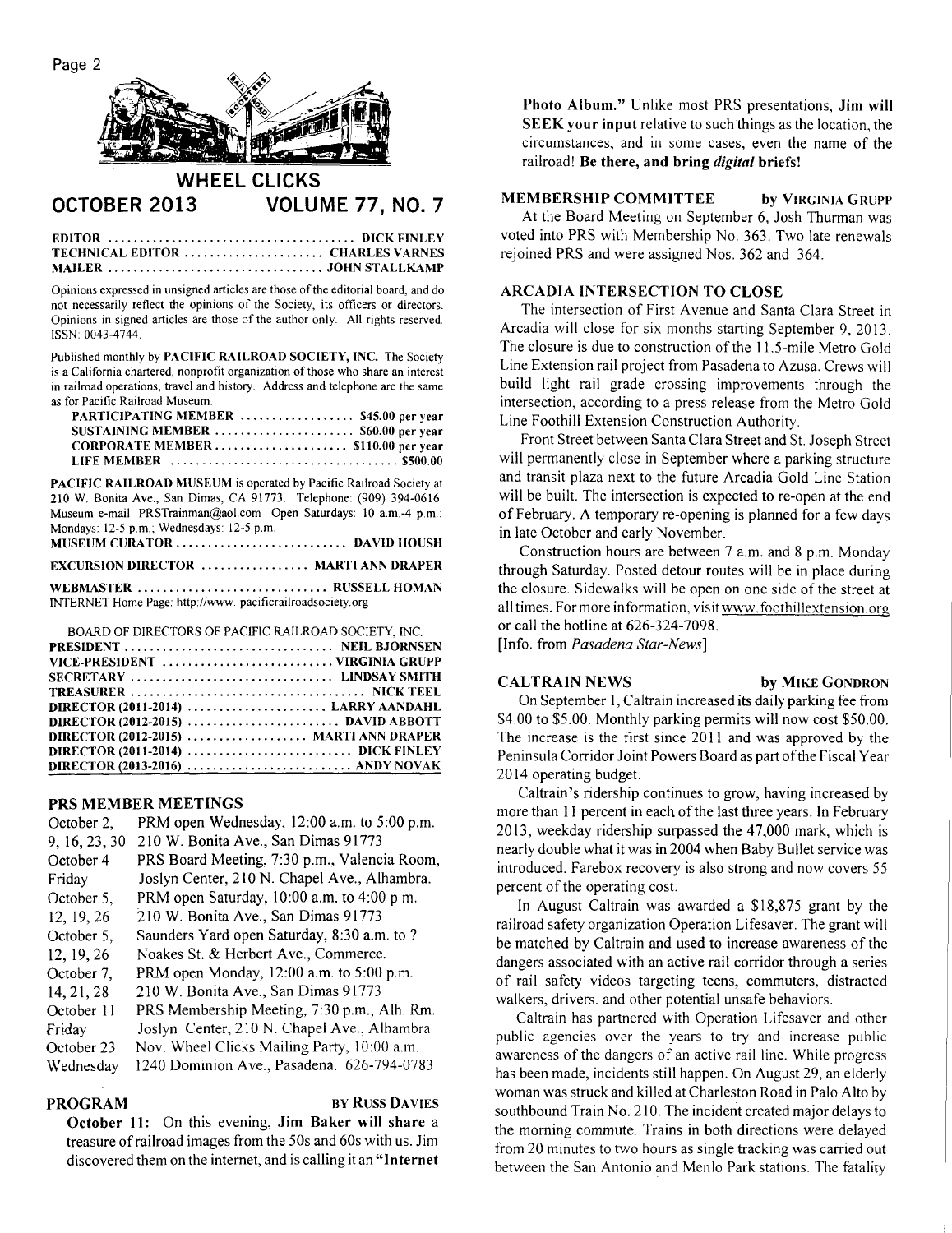# WHEEL CLICKS

## OCTOBER 2013 VOLUME 77, NO. 7

EDITOR ....................................... DICK FINLEY
TECHNICAL EDITOR ...................... CHARLES VARNES
MAILER ................................. JOHN STALLKAMP

Opinions expressed in unsigned articles are those of the editorial board, and do not necessarily reflect the opinions of the Society, its officers or directors. Opinions in signed articles are those of the author only. All rights reserved. ISSN: 0043-4744.

Published monthly by **PACIFIC RAILROAD SOCIETY, INC.** The Society is a California chartered, nonprofit organization of those who share an interest in railroad operations, travel and history. Address and telephone are the same as for Pacific Railroad Museum.

| | |
|---|---|
| PARTICIPATING MEMBER | $45.00 per year |
| SUSTAINING MEMBER | $60.00 per year |
| CORPORATE MEMBER | $110.00 per year |
| LIFE MEMBER | $500.00 |

**PACIFIC RAILROAD MUSEUM** is operated by Pacific Railroad Society at 210 W. Bonita Ave., San Dimas, CA 91773. Telephone: (909) 394-0616. Museum e-mail: PRSTrainman@aol.com Open Saturdays: 10 a.m.-4 p.m.; Mondays: 12-5 p.m.; Wednesdays: 12-5 p.m.

MUSEUM CURATOR ........................... DAVID HOUSH

EXCURSION DIRECTOR ................. MARTI ANN DRAPER

WEBMASTER .............................. RUSSELL HOMAN
INTERNET Home Page: http://www. pacificrailroadsociety.org

BOARD OF DIRECTORS OF PACIFIC RAILROAD SOCIETY, INC.

| | |
|---|---|
| PRESIDENT | NEIL BJORNSEN |
| VICE-PRESIDENT | VIRGINIA GRUPP |
| SECRETARY | LINDSAY SMITH |
| TREASURER | NICK TEEL |
| DIRECTOR (2011-2014) | LARRY AANDAHL |
| DIRECTOR (2012-2015) | DAVID ABBOTT |
| DIRECTOR (2012-2015) | MARTI ANN DRAPER |
| DIRECTOR (2011-2014) | DICK FINLEY |
| DIRECTOR (2013-2016) | ANDY NOVAK |

### PRS MEMBER MEETINGS

| | |
|---|---|
| October 2, 9, 16, 23, 30 | PRM open Wednesday, 12:00 a.m. to 5:00 p.m. 210 W. Bonita Ave., San Dimas 91773 |
| October 4 Friday | PRS Board Meeting, 7:30 p.m., Valencia Room, Joslyn Center, 210 N. Chapel Ave., Alhambra. |
| October 5, 12, 19, 26 | PRM open Saturday, 10:00 a.m. to 4:00 p.m. 210 W. Bonita Ave., San Dimas 91773 |
| October 5, 12, 19, 26 | Saunders Yard open Saturday, 8:30 a.m. to ? Noakes St. & Herbert Ave., Commerce. |
| October 7, 14, 21, 28 | PRM open Monday, 12:00 a.m. to 5:00 p.m. 210 W. Bonita Ave., San Dimas 91773 |
| October 11 Friday | PRS Membership Meeting, 7:30 p.m., Alh. Rm. Joslyn Center, 210 N. Chapel Ave., Alhambra |
| October 23 Wednesday | Nov. Wheel Clicks Mailing Party, 10:00 a.m. 1240 Dominion Ave., Pasadena. 626-794-0783 |

### PROGRAM — BY RUSS DAVIES

**October 11:** On this evening, **Jim Baker will share** a treasure of railroad images from the 50s and 60s with us. Jim discovered them on the internet, and is calling it an **"Internet Photo Album."** Unlike most PRS presentations, **Jim will SEEK your input** relative to such things as the location, the circumstances, and in some cases, even the name of the railroad! **Be there, and bring *digital* briefs!**

### MEMBERSHIP COMMITTEE — by VIRGINIA GRUPP

At the Board Meeting on September 6, Josh Thurman was voted into PRS with Membership No. 363. Two late renewals rejoined PRS and were assigned Nos. 362 and 364.

### ARCADIA INTERSECTION TO CLOSE

The intersection of First Avenue and Santa Clara Street in Arcadia will close for six months starting September 9, 2013. The closure is due to construction of the 11.5-mile Metro Gold Line Extension rail project from Pasadena to Azusa. Crews will build light rail grade crossing improvements through the intersection, according to a press release from the Metro Gold Line Foothill Extension Construction Authority.

Front Street between Santa Clara Street and St. Joseph Street will permanently close in September where a parking structure and transit plaza next to the future Arcadia Gold Line Station will be built. The intersection is expected to re-open at the end of February. A temporary re-opening is planned for a few days in late October and early November.

Construction hours are between 7 a.m. and 8 p.m. Monday through Saturday. Posted detour routes will be in place during the closure. Sidewalks will be open on one side of the street at all times. For more information, visit www.foothillextension.org or call the hotline at 626-324-7098.
[Info. from *Pasadena Star-News*]

### CALTRAIN NEWS — by MIKE GONDRON

On September 1, Caltrain increased its daily parking fee from $4.00 to $5.00. Monthly parking permits will now cost $50.00. The increase is the first since 2011 and was approved by the Peninsula Corridor Joint Powers Board as part of the Fiscal Year 2014 operating budget.

Caltrain's ridership continues to grow, having increased by more than 11 percent in each of the last three years. In February 2013, weekday ridership surpassed the 47,000 mark, which is nearly double what it was in 2004 when Baby Bullet service was introduced. Farebox recovery is also strong and now covers 55 percent of the operating cost.

In August Caltrain was awarded a $18,875 grant by the railroad safety organization Operation Lifesaver. The grant will be matched by Caltrain and used to increase awareness of the dangers associated with an active rail corridor through a series of rail safety videos targeting teens, commuters, distracted walkers, drivers. and other potential unsafe behaviors.

Caltrain has partnered with Operation Lifesaver and other public agencies over the years to try and increase public awareness of the dangers of an active rail line. While progress has been made, incidents still happen. On August 29, an elderly woman was struck and killed at Charleston Road in Palo Alto by southbound Train No. 210. The incident created major delays to the morning commute. Trains in both directions were delayed from 20 minutes to two hours as single tracking was carried out between the San Antonio and Menlo Park stations. The fatality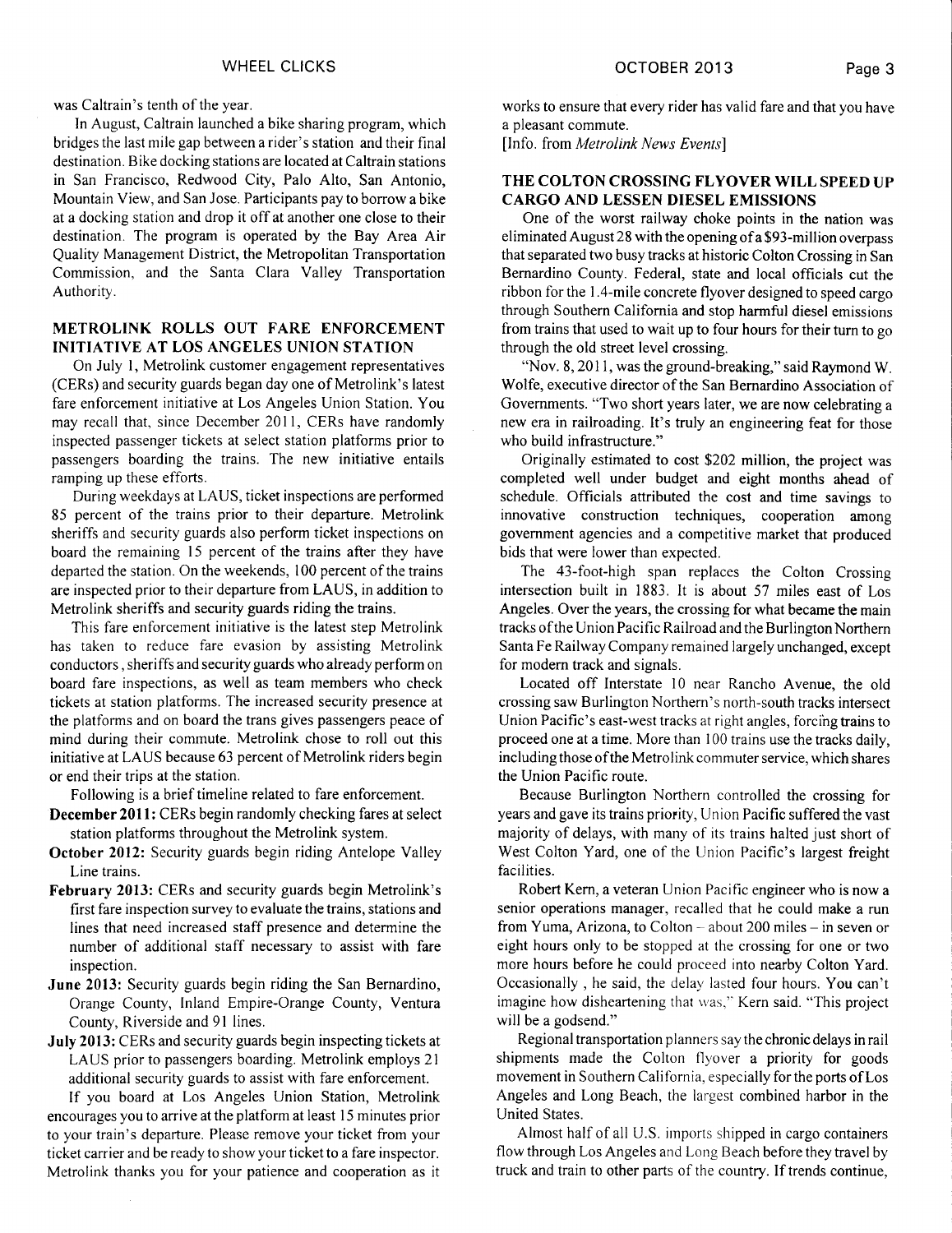was Caltrain's tenth of the year.

In August, Caltrain launched a bike sharing program, which bridges the last mile gap between a rider's station and their final destination. Bike docking stations are located at Caltrain stations in San Francisco, Redwood City, Palo Alto, San Antonio, Mountain View, and San Jose. Participants pay to borrow a bike at a docking station and drop it off at another one close to their destination. The program is operated by the Bay Area Air Quality Management District, the Metropolitan Transportation Commission, and the Santa Clara Valley Transportation Authority.

## METROLINK ROLLS OUT FARE ENFORCEMENT INITIATIVE AT LOS ANGELES UNION STATION

On July 1, Metrolink customer engagement representatives (CERs) and security guards began day one of Metrolink's latest fare enforcement initiative at Los Angeles Union Station. You may recall that, since December 2011, CERs have randomly inspected passenger tickets at select station platforms prior to passengers boarding the trains. The new initiative entails ramping up these efforts.

During weekdays at LAUS, ticket inspections are performed 85 percent of the trains prior to their departure. Metrolink sheriffs and security guards also perform ticket inspections on board the remaining 15 percent of the trains after they have departed the station. On the weekends, 100 percent of the trains are inspected prior to their departure from LAUS, in addition to Metrolink sheriffs and security guards riding the trains.

This fare enforcement initiative is the latest step Metrolink has taken to reduce fare evasion by assisting Metrolink conductors, sheriffs and security guards who already perform on board fare inspections, as well as team members who check tickets at station platforms. The increased security presence at the platforms and on board the trans gives passengers peace of mind during their commute. Metrolink chose to roll out this initiative at LAUS because 63 percent of Metrolink riders begin or end their trips at the station.

Following is a brief timeline related to fare enforcement.

- **December 2011:** CERs begin randomly checking fares at select station platforms throughout the Metrolink system.
- **October 2012:** Security guards begin riding Antelope Valley Line trains.
- **February 2013:** CERs and security guards begin Metrolink's first fare inspection survey to evaluate the trains, stations and lines that need increased staff presence and determine the number of additional staff necessary to assist with fare inspection.
- **June 2013:** Security guards begin riding the San Bernardino, Orange County, Inland Empire-Orange County, Ventura County, Riverside and 91 lines.
- **July 2013:** CERs and security guards begin inspecting tickets at LAUS prior to passengers boarding. Metrolink employs 21 additional security guards to assist with fare enforcement.

If you board at Los Angeles Union Station, Metrolink encourages you to arrive at the platform at least 15 minutes prior to your train's departure. Please remove your ticket from your ticket carrier and be ready to show your ticket to a fare inspector. Metrolink thanks you for your patience and cooperation as it works to ensure that every rider has valid fare and that you have a pleasant commute.

[Info. from *Metrolink News Events*]

## THE COLTON CROSSING FLYOVER WILL SPEED UP CARGO AND LESSEN DIESEL EMISSIONS

One of the worst railway choke points in the nation was eliminated August 28 with the opening of a $93-million overpass that separated two busy tracks at historic Colton Crossing in San Bernardino County. Federal, state and local officials cut the ribbon for the 1.4-mile concrete flyover designed to speed cargo through Southern California and stop harmful diesel emissions from trains that used to wait up to four hours for their turn to go through the old street level crossing.

"Nov. 8, 2011, was the ground-breaking," said Raymond W. Wolfe, executive director of the San Bernardino Association of Governments. "Two short years later, we are now celebrating a new era in railroading. It's truly an engineering feat for those who build infrastructure."

Originally estimated to cost $202 million, the project was completed well under budget and eight months ahead of schedule. Officials attributed the cost and time savings to innovative construction techniques, cooperation among government agencies and a competitive market that produced bids that were lower than expected.

The 43-foot-high span replaces the Colton Crossing intersection built in 1883. It is about 57 miles east of Los Angeles. Over the years, the crossing for what became the main tracks of the Union Pacific Railroad and the Burlington Northern Santa Fe Railway Company remained largely unchanged, except for modern track and signals.

Located off Interstate 10 near Rancho Avenue, the old crossing saw Burlington Northern's north-south tracks intersect Union Pacific's east-west tracks at right angles, forcing trains to proceed one at a time. More than 100 trains use the tracks daily, including those of the Metrolink commuter service, which shares the Union Pacific route.

Because Burlington Northern controlled the crossing for years and gave its trains priority, Union Pacific suffered the vast majority of delays, with many of its trains halted just short of West Colton Yard, one of the Union Pacific's largest freight facilities.

Robert Kern, a veteran Union Pacific engineer who is now a senior operations manager, recalled that he could make a run from Yuma, Arizona, to Colton – about 200 miles – in seven or eight hours only to be stopped at the crossing for one or two more hours before he could proceed into nearby Colton Yard. Occasionally , he said, the delay lasted four hours. You can't imagine how disheartening that was," Kern said. "This project will be a godsend."

Regional transportation planners say the chronic delays in rail shipments made the Colton flyover a priority for goods movement in Southern California, especially for the ports of Los Angeles and Long Beach, the largest combined harbor in the United States.

Almost half of all U.S. imports shipped in cargo containers flow through Los Angeles and Long Beach before they travel by truck and train to other parts of the country. If trends continue,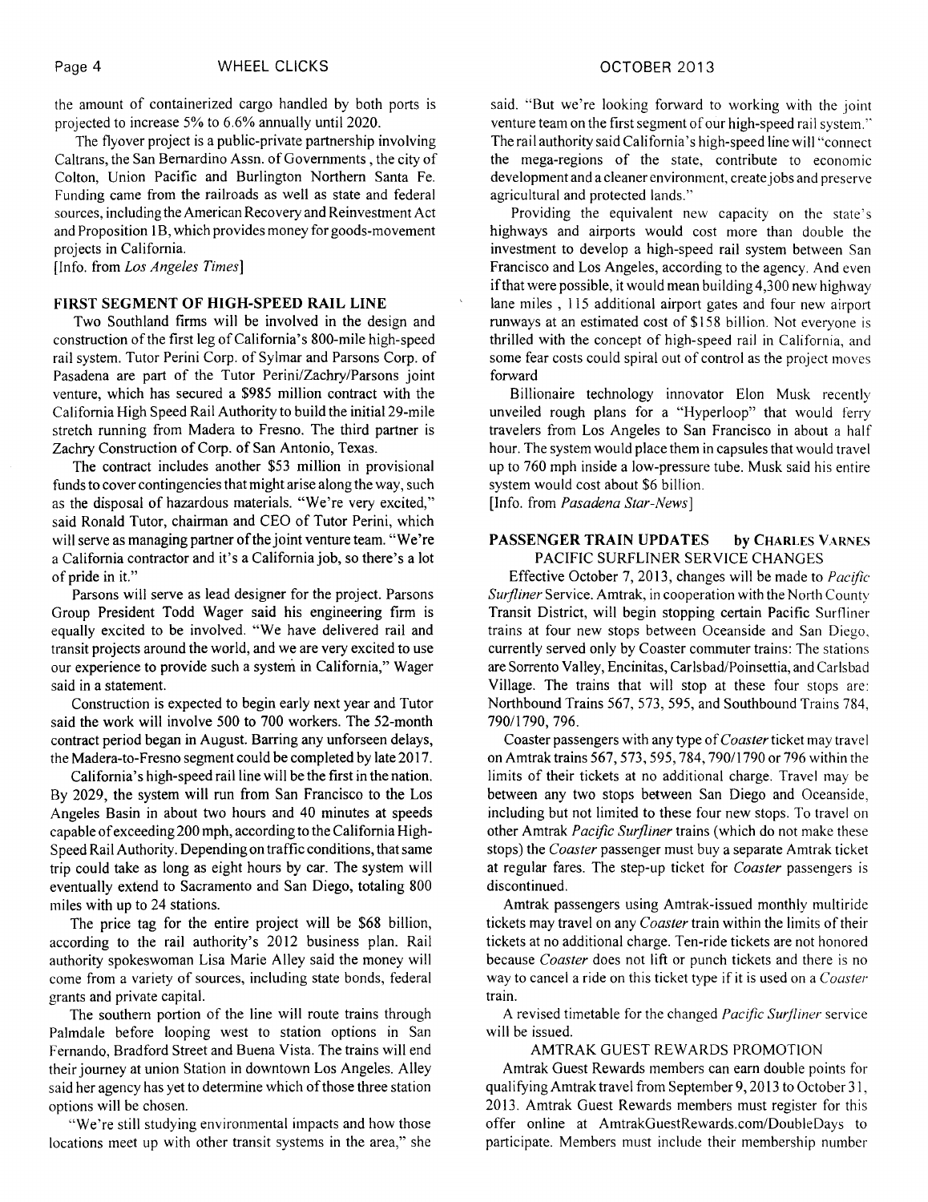the amount of containerized cargo handled by both ports is projected to increase 5% to 6.6% annually until 2020.

The flyover project is a public-private partnership involving Caltrans, the San Bernardino Assn. of Governments , the city of Colton, Union Pacific and Burlington Northern Santa Fe. Funding came from the railroads as well as state and federal sources, including the American Recovery and Reinvestment Act and Proposition 1B, which provides money for goods-movement projects in California.
[Info. from *Los Angeles Times*]

### FIRST SEGMENT OF HIGH-SPEED RAIL LINE

Two Southland firms will be involved in the design and construction of the first leg of California's 800-mile high-speed rail system. Tutor Perini Corp. of Sylmar and Parsons Corp. of Pasadena are part of the Tutor Perini/Zachry/Parsons joint venture, which has secured a $985 million contract with the California High Speed Rail Authority to build the initial 29-mile stretch running from Madera to Fresno. The third partner is Zachry Construction of Corp. of San Antonio, Texas.

The contract includes another $53 million in provisional funds to cover contingencies that might arise along the way, such as the disposal of hazardous materials. "We're very excited," said Ronald Tutor, chairman and CEO of Tutor Perini, which will serve as managing partner of the joint venture team. "We're a California contractor and it's a California job, so there's a lot of pride in it."

Parsons will serve as lead designer for the project. Parsons Group President Todd Wager said his engineering firm is equally excited to be involved. "We have delivered rail and transit projects around the world, and we are very excited to use our experience to provide such a system in California," Wager said in a statement.

Construction is expected to begin early next year and Tutor said the work will involve 500 to 700 workers. The 52-month contract period began in August. Barring any unforseen delays, the Madera-to-Fresno segment could be completed by late 2017.

California's high-speed rail line will be the first in the nation. By 2029, the system will run from San Francisco to the Los Angeles Basin in about two hours and 40 minutes at speeds capable of exceeding 200 mph, according to the California High-Speed Rail Authority. Depending on traffic conditions, that same trip could take as long as eight hours by car. The system will eventually extend to Sacramento and San Diego, totaling 800 miles with up to 24 stations.

The price tag for the entire project will be $68 billion, according to the rail authority's 2012 business plan. Rail authority spokeswoman Lisa Marie Alley said the money will come from a variety of sources, including state bonds, federal grants and private capital.

The southern portion of the line will route trains through Palmdale before looping west to station options in San Fernando, Bradford Street and Buena Vista. The trains will end their journey at union Station in downtown Los Angeles. Alley said her agency has yet to determine which of those three station options will be chosen.

"We're still studying environmental impacts and how those locations meet up with other transit systems in the area," she said. "But we're looking forward to working with the joint venture team on the first segment of our high-speed rail system." The rail authority said California's high-speed line will "connect the mega-regions of the state, contribute to economic development and a cleaner environment, create jobs and preserve agricultural and protected lands."

Providing the equivalent new capacity on the state's highways and airports would cost more than double the investment to develop a high-speed rail system between San Francisco and Los Angeles, according to the agency. And even if that were possible, it would mean building 4,300 new highway lane miles , 115 additional airport gates and four new airport runways at an estimated cost of $158 billion. Not everyone is thrilled with the concept of high-speed rail in California, and some fear costs could spiral out of control as the project moves forward

Billionaire technology innovator Elon Musk recently unveiled rough plans for a "Hyperloop" that would ferry travelers from Los Angeles to San Francisco in about a half hour. The system would place them in capsules that would travel up to 760 mph inside a low-pressure tube. Musk said his entire system would cost about $6 billion.
[Info. from *Pasadena Star-News*]

### PASSENGER TRAIN UPDATES by CHARLES VARNES

#### PACIFIC SURFLINER SERVICE CHANGES

Effective October 7, 2013, changes will be made to *Pacific Surfliner* Service. Amtrak, in cooperation with the North County Transit District, will begin stopping certain Pacific Surfliner trains at four new stops between Oceanside and San Diego, currently served only by Coaster commuter trains: The stations are Sorrento Valley, Encinitas, Carlsbad/Poinsettia, and Carlsbad Village. The trains that will stop at these four stops are: Northbound Trains 567, 573, 595, and Southbound Trains 784, 790/1790, 796.

Coaster passengers with any type of *Coaster* ticket may travel on Amtrak trains 567, 573, 595, 784, 790/1790 or 796 within the limits of their tickets at no additional charge. Travel may be between any two stops between San Diego and Oceanside, including but not limited to these four new stops. To travel on other Amtrak *Pacific Surfliner* trains (which do not make these stops) the *Coaster* passenger must buy a separate Amtrak ticket at regular fares. The step-up ticket for *Coaster* passengers is discontinued.

Amtrak passengers using Amtrak-issued monthly multiride tickets may travel on any *Coaster* train within the limits of their tickets at no additional charge. Ten-ride tickets are not honored because *Coaster* does not lift or punch tickets and there is no way to cancel a ride on this ticket type if it is used on a *Coaster* train.

A revised timetable for the changed *Pacific Surfliner* service will be issued.

#### AMTRAK GUEST REWARDS PROMOTION

Amtrak Guest Rewards members can earn double points for qualifying Amtrak travel from September 9, 2013 to October 31, 2013. Amtrak Guest Rewards members must register for this offer online at AmtrakGuestRewards.com/DoubleDays to participate. Members must include their membership number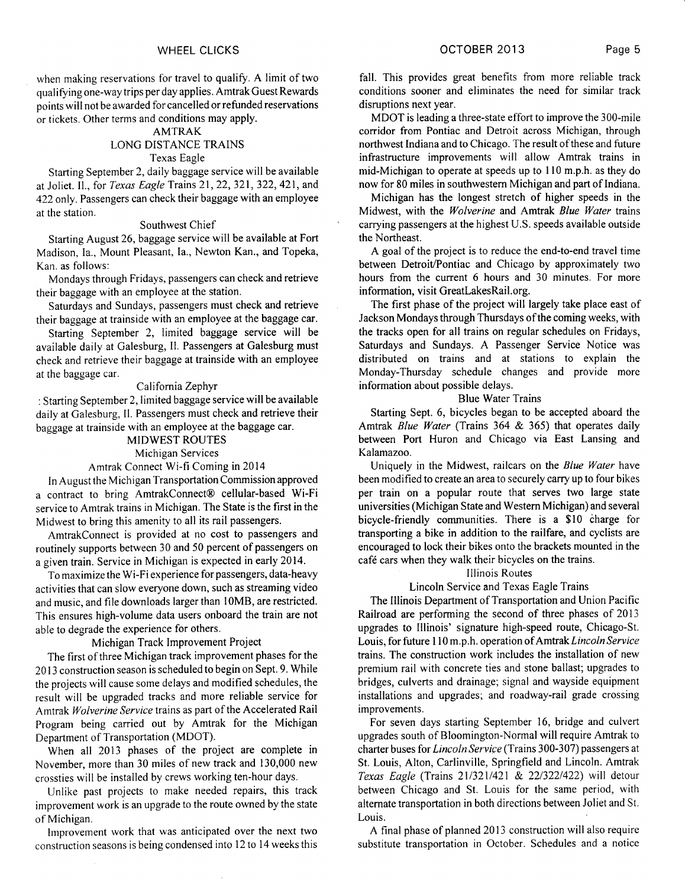when making reservations for travel to qualify. A limit of two qualifying one-way trips per day applies. Amtrak Guest Rewards points will not be awarded for cancelled or refunded reservations or tickets. Other terms and conditions may apply.

## AMTRAK
## LONG DISTANCE TRAINS

### Texas Eagle

Starting September 2, daily baggage service will be available at Joliet. Il., for *Texas Eagle* Trains 21, 22, 321, 322, 421, and 422 only. Passengers can check their baggage with an employee at the station.

### Southwest Chief

Starting August 26, baggage service will be available at Fort Madison, Ia., Mount Pleasant, Ia., Newton Kan., and Topeka, Kan. as follows:

Mondays through Fridays, passengers can check and retrieve their baggage with an employee at the station.

Saturdays and Sundays, passengers must check and retrieve their baggage at trainside with an employee at the baggage car.

Starting September 2, limited baggage service will be available daily at Galesburg, Il. Passengers at Galesburg must check and retrieve their baggage at trainside with an employee at the baggage car.

### California Zephyr

: Starting September 2, limited baggage service will be available daily at Galesburg, Il. Passengers must check and retrieve their baggage at trainside with an employee at the baggage car.

## MIDWEST ROUTES

### Michigan Services

#### Amtrak Connect Wi-fi Coming in 2014

In August the Michigan Transportation Commission approved a contract to bring AmtrakConnect® cellular-based Wi-Fi service to Amtrak trains in Michigan. The State is the first in the Midwest to bring this amenity to all its rail passengers.

AmtrakConnect is provided at no cost to passengers and routinely supports between 30 and 50 percent of passengers on a given train. Service in Michigan is expected in early 2014.

To maximize the Wi-Fi experience for passengers, data-heavy activities that can slow everyone down, such as streaming video and music, and file downloads larger than 10MB, are restricted. This ensures high-volume data users onboard the train are not able to degrade the experience for others.

#### Michigan Track Improvement Project

The first of three Michigan track improvement phases for the 2013 construction season is scheduled to begin on Sept. 9. While the projects will cause some delays and modified schedules, the result will be upgraded tracks and more reliable service for Amtrak *Wolverine Service* trains as part of the Accelerated Rail Program being carried out by Amtrak for the Michigan Department of Transportation (MDOT).

When all 2013 phases of the project are complete in November, more than 30 miles of new track and 130,000 new crossties will be installed by crews working ten-hour days.

Unlike past projects to make needed repairs, this track improvement work is an upgrade to the route owned by the state of Michigan.

Improvement work that was anticipated over the next two construction seasons is being condensed into 12 to 14 weeks this fall. This provides great benefits from more reliable track conditions sooner and eliminates the need for similar track disruptions next year.

MDOT is leading a three-state effort to improve the 300-mile corridor from Pontiac and Detroit across Michigan, through northwest Indiana and to Chicago. The result of these and future infrastructure improvements will allow Amtrak trains in mid-Michigan to operate at speeds up to 110 m.p.h. as they do now for 80 miles in southwestern Michigan and part of Indiana.

Michigan has the longest stretch of higher speeds in the Midwest, with the *Wolverine* and Amtrak *Blue Water* trains carrying passengers at the highest U.S. speeds available outside the Northeast.

A goal of the project is to reduce the end-to-end travel time between Detroit/Pontiac and Chicago by approximately two hours from the current 6 hours and 30 minutes. For more information, visit GreatLakesRail.org.

The first phase of the project will largely take place east of Jackson Mondays through Thursdays of the coming weeks, with the tracks open for all trains on regular schedules on Fridays, Saturdays and Sundays. A Passenger Service Notice was distributed on trains and at stations to explain the Monday-Thursday schedule changes and provide more information about possible delays.

#### Blue Water Trains

Starting Sept. 6, bicycles began to be accepted aboard the Amtrak *Blue Water* (Trains 364 & 365) that operates daily between Port Huron and Chicago via East Lansing and Kalamazoo.

Uniquely in the Midwest, railcars on the *Blue Water* have been modified to create an area to securely carry up to four bikes per train on a popular route that serves two large state universities (Michigan State and Western Michigan) and several bicycle-friendly communities. There is a $10 charge for transporting a bike in addition to the railfare, and cyclists are encouraged to lock their bikes onto the brackets mounted in the café cars when they walk their bicycles on the trains.

### Illinois Routes

#### Lincoln Service and Texas Eagle Trains

The Illinois Department of Transportation and Union Pacific Railroad are performing the second of three phases of 2013 upgrades to Illinois' signature high-speed route, Chicago-St. Louis, for future 110 m.p.h. operation of Amtrak *Lincoln Service* trains. The construction work includes the installation of new premium rail with concrete ties and stone ballast; upgrades to bridges, culverts and drainage; signal and wayside equipment installations and upgrades; and roadway-rail grade crossing improvements.

For seven days starting September 16, bridge and culvert upgrades south of Bloomington-Normal will require Amtrak to charter buses for *Lincoln Service* (Trains 300-307) passengers at St. Louis, Alton, Carlinville, Springfield and Lincoln. Amtrak *Texas Eagle* (Trains 21/321/421 & 22/322/422) will detour between Chicago and St. Louis for the same period, with alternate transportation in both directions between Joliet and St. Louis.

A final phase of planned 2013 construction will also require substitute transportation in October. Schedules and a notice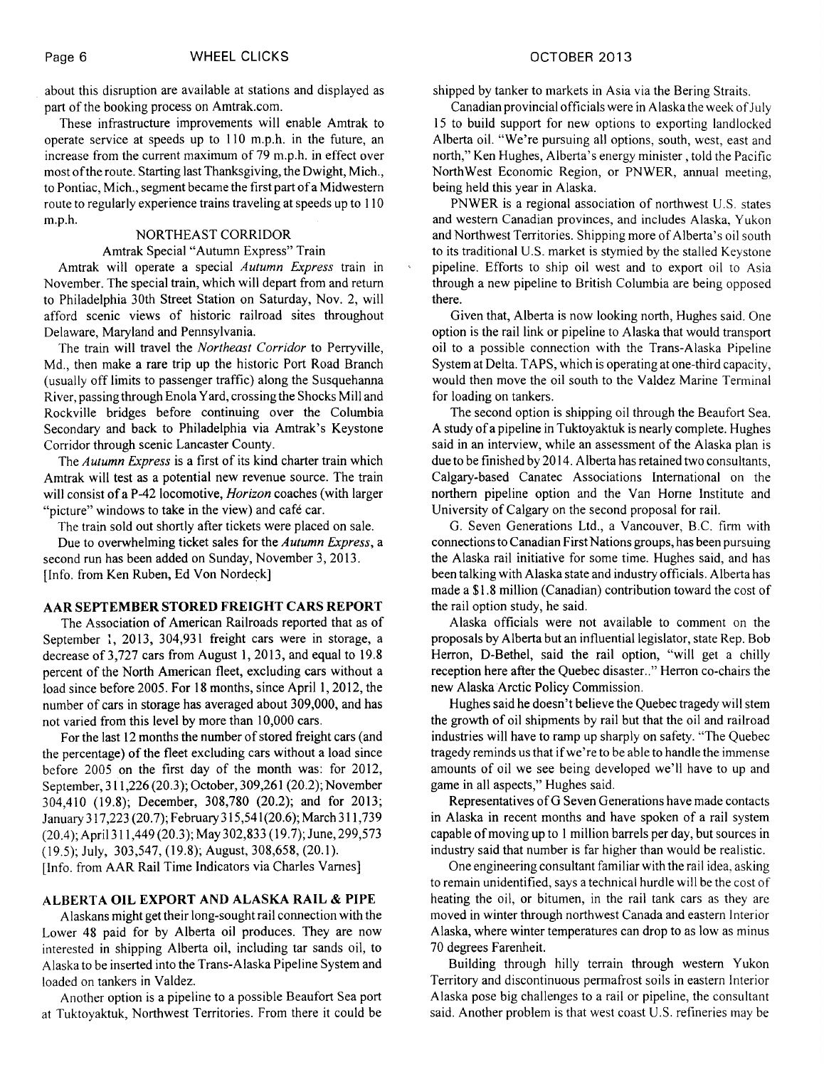about this disruption are available at stations and displayed as part of the booking process on Amtrak.com.

These infrastructure improvements will enable Amtrak to operate service at speeds up to 110 m.p.h. in the future, an increase from the current maximum of 79 m.p.h. in effect over most of the route. Starting last Thanksgiving, the Dwight, Mich., to Pontiac, Mich., segment became the first part of a Midwestern route to regularly experience trains traveling at speeds up to 110 m.p.h.

NORTHEAST CORRIDOR

Amtrak Special "Autumn Express" Train

Amtrak will operate a special *Autumn Express* train in November. The special train, which will depart from and return to Philadelphia 30th Street Station on Saturday, Nov. 2, will afford scenic views of historic railroad sites throughout Delaware, Maryland and Pennsylvania.

The train will travel the *Northeast Corridor* to Perryville, Md., then make a rare trip up the historic Port Road Branch (usually off limits to passenger traffic) along the Susquehanna River, passing through Enola Yard, crossing the Shocks Mill and Rockville bridges before continuing over the Columbia Secondary and back to Philadelphia via Amtrak's Keystone Corridor through scenic Lancaster County.

The *Autumn Express* is a first of its kind charter train which Amtrak will test as a potential new revenue source. The train will consist of a P-42 locomotive, *Horizon* coaches (with larger "picture" windows to take in the view) and café car.

The train sold out shortly after tickets were placed on sale.

Due to overwhelming ticket sales for the *Autumn Express*, a second run has been added on Sunday, November 3, 2013.
[Info. from Ken Ruben, Ed Von Nordeck]

## AAR SEPTEMBER STORED FREIGHT CARS REPORT

The Association of American Railroads reported that as of September 1, 2013, 304,931 freight cars were in storage, a decrease of 3,727 cars from August 1, 2013, and equal to 19.8 percent of the North American fleet, excluding cars without a load since before 2005. For 18 months, since April 1, 2012, the number of cars in storage has averaged about 309,000, and has not varied from this level by more than 10,000 cars.

For the last 12 months the number of stored freight cars (and the percentage) of the fleet excluding cars without a load since before 2005 on the first day of the month was: for 2012, September, 311,226 (20.3); October, 309,261 (20.2); November 304,410 (19.8); December, 308,780 (20.2); and for 2013; January 317,223 (20.7); February 315,541 (20.6); March 311,739 (20.4); April 311,449 (20.3); May 302,833 (19.7); June, 299,573 (19.5); July, 303,547, (19.8); August, 308,658, (20.1).
[Info. from AAR Rail Time Indicators via Charles Varnes]

## ALBERTA OIL EXPORT AND ALASKA RAIL & PIPE

Alaskans might get their long-sought rail connection with the Lower 48 paid for by Alberta oil produces. They are now interested in shipping Alberta oil, including tar sands oil, to Alaska to be inserted into the Trans-Alaska Pipeline System and loaded on tankers in Valdez.

Another option is a pipeline to a possible Beaufort Sea port at Tuktoyaktuk, Northwest Territories. From there it could be shipped by tanker to markets in Asia via the Bering Straits.

Canadian provincial officials were in Alaska the week of July 15 to build support for new options to exporting landlocked Alberta oil. "We're pursuing all options, south, west, east and north," Ken Hughes, Alberta's energy minister, told the Pacific NorthWest Economic Region, or PNWER, annual meeting, being held this year in Alaska.

PNWER is a regional association of northwest U.S. states and western Canadian provinces, and includes Alaska, Yukon and Northwest Territories. Shipping more of Alberta's oil south to its traditional U.S. market is stymied by the stalled Keystone pipeline. Efforts to ship oil west and to export oil to Asia through a new pipeline to British Columbia are being opposed there.

Given that, Alberta is now looking north, Hughes said. One option is the rail link or pipeline to Alaska that would transport oil to a possible connection with the Trans-Alaska Pipeline System at Delta. TAPS, which is operating at one-third capacity, would then move the oil south to the Valdez Marine Terminal for loading on tankers.

The second option is shipping oil through the Beaufort Sea. A study of a pipeline in Tuktoyaktuk is nearly complete. Hughes said in an interview, while an assessment of the Alaska plan is due to be finished by 2014. Alberta has retained two consultants, Calgary-based Canatec Associations International on the northern pipeline option and the Van Horne Institute and University of Calgary on the second proposal for rail.

G. Seven Generations Ltd., a Vancouver, B.C. firm with connections to Canadian First Nations groups, has been pursuing the Alaska rail initiative for some time. Hughes said, and has been talking with Alaska state and industry officials. Alberta has made a $1.8 million (Canadian) contribution toward the cost of the rail option study, he said.

Alaska officials were not available to comment on the proposals by Alberta but an influential legislator, state Rep. Bob Herron, D-Bethel, said the rail option, "will get a chilly reception here after the Quebec disaster.." Herron co-chairs the new Alaska Arctic Policy Commission.

Hughes said he doesn't believe the Quebec tragedy will stem the growth of oil shipments by rail but that the oil and railroad industries will have to ramp up sharply on safety. "The Quebec tragedy reminds us that if we're to be able to handle the immense amounts of oil we see being developed we'll have to up and game in all aspects," Hughes said.

Representatives of G Seven Generations have made contacts in Alaska in recent months and have spoken of a rail system capable of moving up to 1 million barrels per day, but sources in industry said that number is far higher than would be realistic.

One engineering consultant familiar with the rail idea, asking to remain unidentified, says a technical hurdle will be the cost of heating the oil, or bitumen, in the rail tank cars as they are moved in winter through northwest Canada and eastern Interior Alaska, where winter temperatures can drop to as low as minus 70 degrees Farenheit.

Building through hilly terrain through western Yukon Territory and discontinuous permafrost soils in eastern Interior Alaska pose big challenges to a rail or pipeline, the consultant said. Another problem is that west coast U.S. refineries may be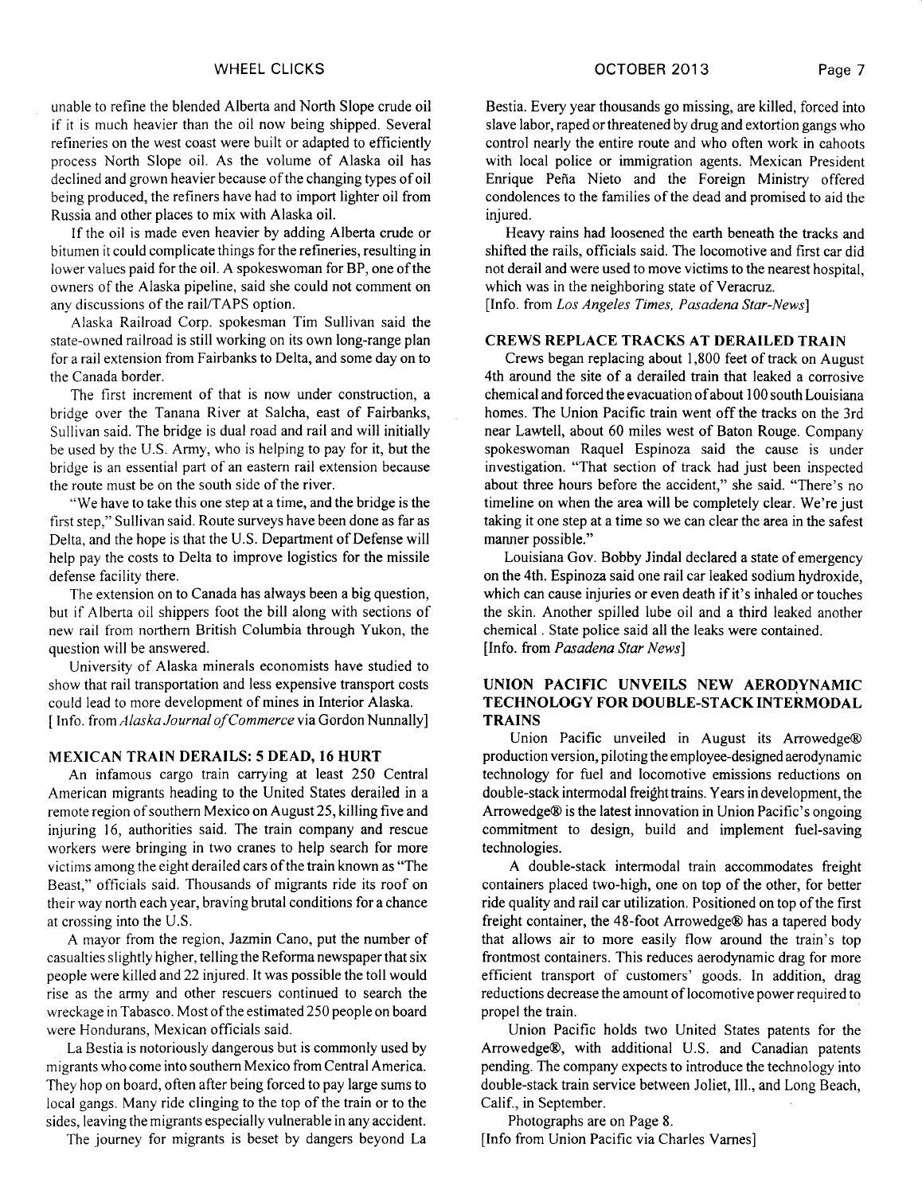unable to refine the blended Alberta and North Slope crude oil if it is much heavier than the oil now being shipped. Several refineries on the west coast were built or adapted to efficiently process North Slope oil. As the volume of Alaska oil has declined and grown heavier because of the changing types of oil being produced, the refiners have had to import lighter oil from Russia and other places to mix with Alaska oil.

If the oil is made even heavier by adding Alberta crude or bitumen it could complicate things for the refineries, resulting in lower values paid for the oil. A spokeswoman for BP, one of the owners of the Alaska pipeline, said she could not comment on any discussions of the rail/TAPS option.

Alaska Railroad Corp. spokesman Tim Sullivan said the state-owned railroad is still working on its own long-range plan for a rail extension from Fairbanks to Delta, and some day on to the Canada border.

The first increment of that is now under construction, a bridge over the Tanana River at Salcha, east of Fairbanks, Sullivan said. The bridge is dual road and rail and will initially be used by the U.S. Army, who is helping to pay for it, but the bridge is an essential part of an eastern rail extension because the route must be on the south side of the river.

"We have to take this one step at a time, and the bridge is the first step," Sullivan said. Route surveys have been done as far as Delta, and the hope is that the U.S. Department of Defense will help pay the costs to Delta to improve logistics for the missile defense facility there.

The extension on to Canada has always been a big question, but if Alberta oil shippers foot the bill along with sections of new rail from northern British Columbia through Yukon, the question will be answered.

University of Alaska minerals economists have studied to show that rail transportation and less expensive transport costs could lead to more development of mines in Interior Alaska.

[ Info. from *Alaska Journal of Commerce* via Gordon Nunnally]

## MEXICAN TRAIN DERAILS: 5 DEAD, 16 HURT

An infamous cargo train carrying at least 250 Central American migrants heading to the United States derailed in a remote region of southern Mexico on August 25, killing five and injuring 16, authorities said. The train company and rescue workers were bringing in two cranes to help search for more victims among the eight derailed cars of the train known as "The Beast," officials said. Thousands of migrants ride its roof on their way north each year, braving brutal conditions for a chance at crossing into the U.S.

A mayor from the region, Jazmin Cano, put the number of casualties slightly higher, telling the Reforma newspaper that six people were killed and 22 injured. It was possible the toll would rise as the army and other rescuers continued to search the wreckage in Tabasco. Most of the estimated 250 people on board were Hondurans, Mexican officials said.

La Bestia is notoriously dangerous but is commonly used by migrants who come into southern Mexico from Central America. They hop on board, often after being forced to pay large sums to local gangs. Many ride clinging to the top of the train or to the sides, leaving the migrants especially vulnerable in any accident.

The journey for migrants is beset by dangers beyond La Bestia. Every year thousands go missing, are killed, forced into slave labor, raped or threatened by drug and extortion gangs who control nearly the entire route and who often work in cahoots with local police or immigration agents. Mexican President Enrique Peña Nieto and the Foreign Ministry offered condolences to the families of the dead and promised to aid the injured.

Heavy rains had loosened the earth beneath the tracks and shifted the rails, officials said. The locomotive and first car did not derail and were used to move victims to the nearest hospital, which was in the neighboring state of Veracruz.

[Info. from *Los Angeles Times, Pasadena Star-News*]

## CREWS REPLACE TRACKS AT DERAILED TRAIN

Crews began replacing about 1,800 feet of track on August 4th around the site of a derailed train that leaked a corrosive chemical and forced the evacuation of about 100 south Louisiana homes. The Union Pacific train went off the tracks on the 3rd near Lawtell, about 60 miles west of Baton Rouge. Company spokeswoman Raquel Espinoza said the cause is under investigation. "That section of track had just been inspected about three hours before the accident," she said. "There's no timeline on when the area will be completely clear. We're just taking it one step at a time so we can clear the area in the safest manner possible."

Louisiana Gov. Bobby Jindal declared a state of emergency on the 4th. Espinoza said one rail car leaked sodium hydroxide, which can cause injuries or even death if it's inhaled or touches the skin. Another spilled lube oil and a third leaked another chemical . State police said all the leaks were contained.

[Info. from *Pasadena Star News*]

## UNION PACIFIC UNVEILS NEW AERODYNAMIC TECHNOLOGY FOR DOUBLE-STACK INTERMODAL TRAINS

Union Pacific unveiled in August its Arrowedge® production version, piloting the employee-designed aerodynamic technology for fuel and locomotive emissions reductions on double-stack intermodal freight trains. Years in development, the Arrowedge® is the latest innovation in Union Pacific's ongoing commitment to design, build and implement fuel-saving technologies.

A double-stack intermodal train accommodates freight containers placed two-high, one on top of the other, for better ride quality and rail car utilization. Positioned on top of the first freight container, the 48-foot Arrowedge® has a tapered body that allows air to more easily flow around the train's top frontmost containers. This reduces aerodynamic drag for more efficient transport of customers' goods. In addition, drag reductions decrease the amount of locomotive power required to propel the train.

Union Pacific holds two United States patents for the Arrowedge®, with additional U.S. and Canadian patents pending. The company expects to introduce the technology into double-stack train service between Joliet, Ill., and Long Beach, Calif., in September.

Photographs are on Page 8.

[Info from Union Pacific via Charles Varnes]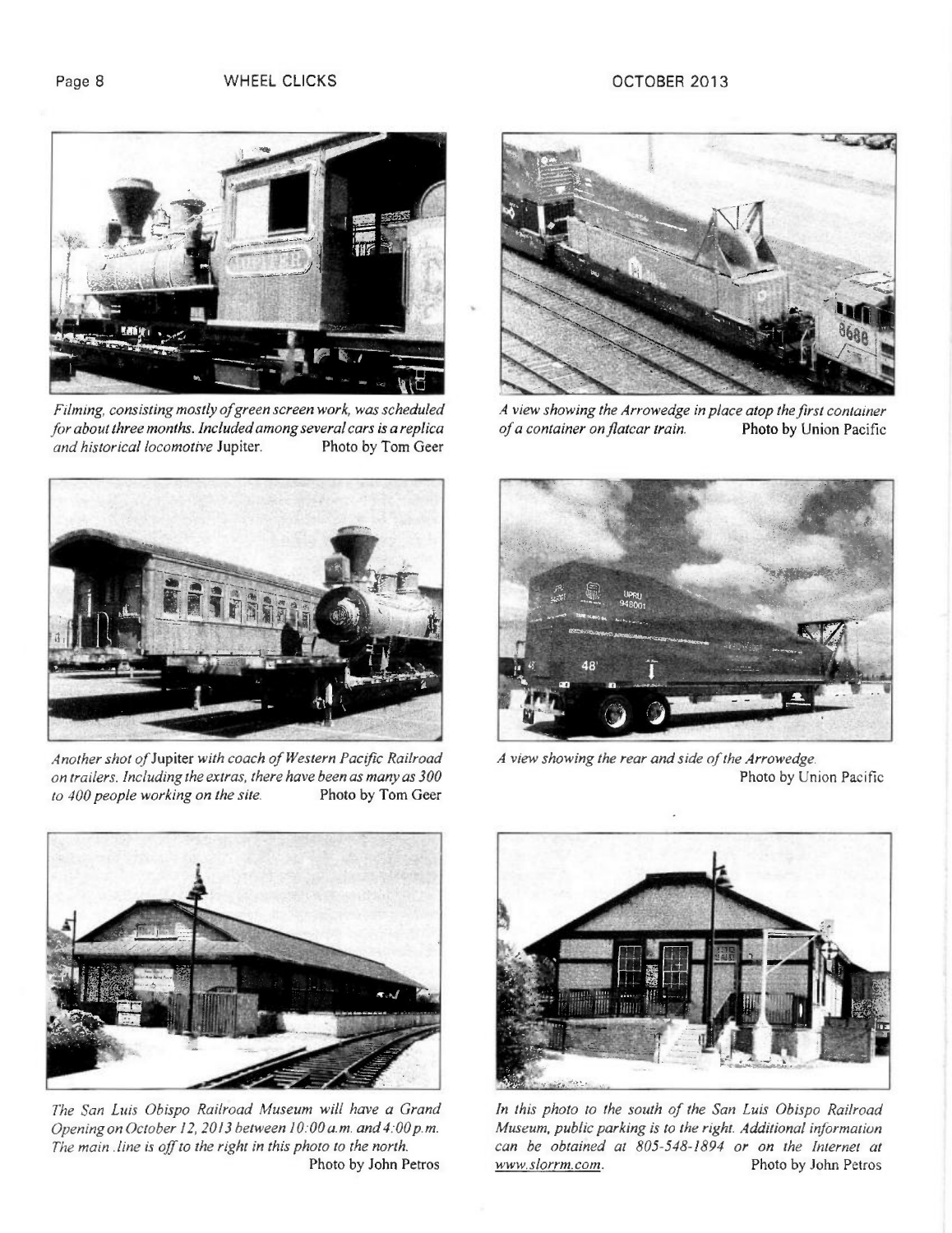*Filming, consisting mostly of green screen work, was scheduled for about three months. Included among several cars is a replica and historical locomotive* Jupiter. Photo by Tom Geer

*Another shot of* Jupiter *with coach of Western Pacific Railroad on trailers. Including the extras, there have been as many as 300 to 400 people working on the site.* Photo by Tom Geer

*The San Luis Obispo Railroad Museum will have a Grand Opening on October 12, 2013 between 10:00 a.m. and 4:00 p.m. The main line is off to the right in this photo to the north.* Photo by John Petros

*A view showing the Arrowedge in place atop the first container of a container on flatcar train.* Photo by Union Pacific

*A view showing the rear and side of the Arrowedge.* Photo by Union Pacific

*In this photo to the south of the San Luis Obispo Railroad Museum, public parking is to the right. Additional information can be obtained at 805-548-1894 or on the Internet at www.slorrm.com.* Photo by John Petros